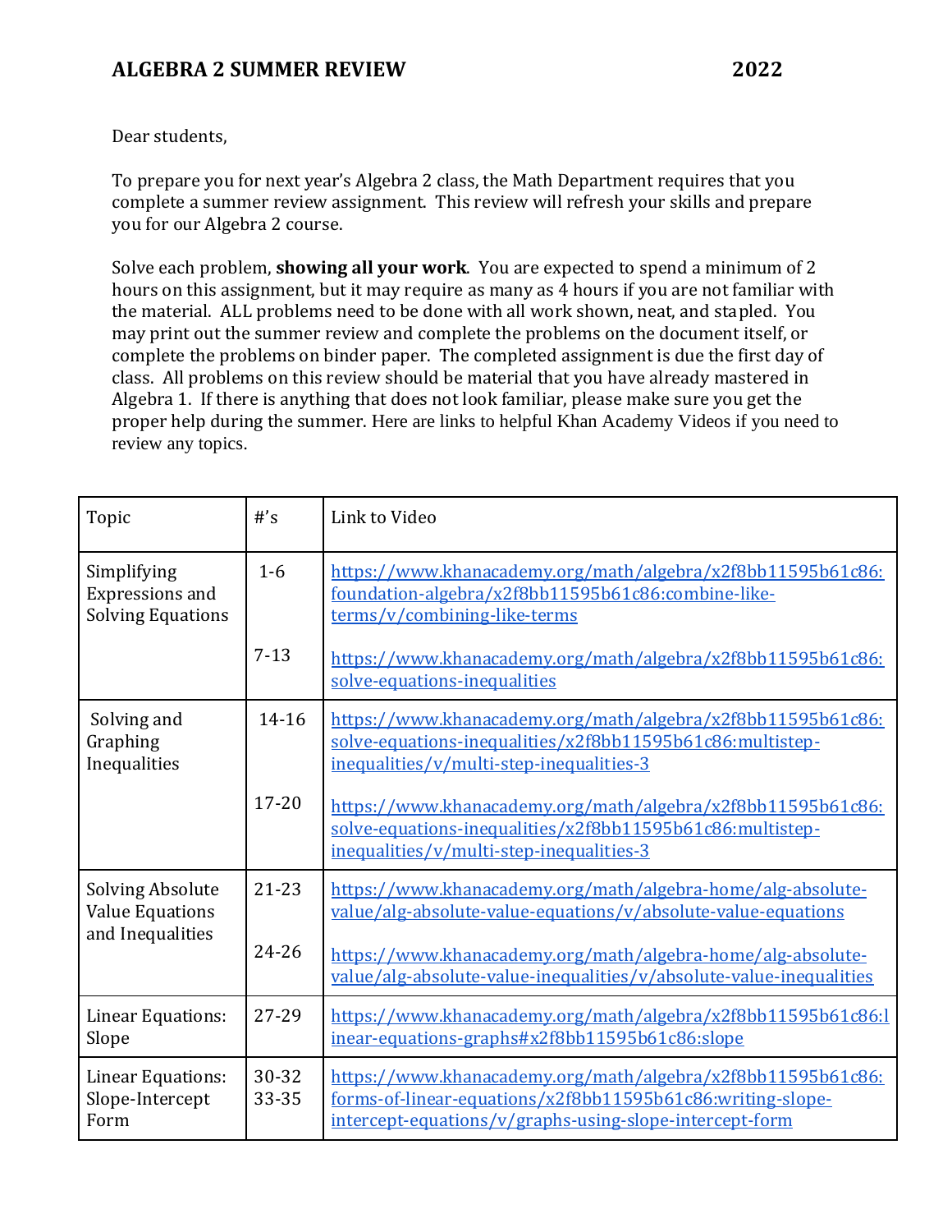# ALGEBRA 2 SUMMER REVIEW 2022

Dear students,

To prepare you for next year's Algebra 2 class, the Math Department requires that you complete a summer review assignment. This review will refresh your skills and prepare you for our Algebra 2 course.

Solve each problem, **showing all your work**. You are expected to spend a minimum of 2 hours on this assignment, but it may require as many as 4 hours if you are not familiar with the material. ALL problems need to be done with all work shown, neat, and stapled. You may print out the summer review and complete the problems on the document itself, or complete the problems on binder paper. The completed assignment is due the first day of class. All problems on this review should be material that you have already mastered in Algebra 1. If there is anything that does not look familiar, please make sure you get the proper help during the summer. Here are links to helpful Khan Academy Videos if you need to review any topics.

| Topic | #'s | Link to Video |
|---|---|---|
| Simplifying Expressions and Solving Equations | 1-6 | https://www.khanacademy.org/math/algebra/x2f8bb11595b61c86:foundation-algebra/x2f8bb11595b61c86:combine-like-terms/v/combining-like-terms |
| | 7-13 | https://www.khanacademy.org/math/algebra/x2f8bb11595b61c86:solve-equations-inequalities |
| Solving and Graphing Inequalities | 14-16 | https://www.khanacademy.org/math/algebra/x2f8bb11595b61c86:solve-equations-inequalities/x2f8bb11595b61c86:multistep-inequalities/v/multi-step-inequalities-3 |
| | 17-20 | https://www.khanacademy.org/math/algebra/x2f8bb11595b61c86:solve-equations-inequalities/x2f8bb11595b61c86:multistep-inequalities/v/multi-step-inequalities-3 |
| Solving Absolute Value Equations and Inequalities | 21-23 | https://www.khanacademy.org/math/algebra-home/alg-absolute-value/alg-absolute-value-equations/v/absolute-value-equations |
| | 24-26 | https://www.khanacademy.org/math/algebra-home/alg-absolute-value/alg-absolute-value-inequalities/v/absolute-value-inequalities |
| Linear Equations: Slope | 27-29 | https://www.khanacademy.org/math/algebra/x2f8bb11595b61c86:linear-equations-graphs#x2f8bb11595b61c86:slope |
| Linear Equations: Slope-Intercept Form | 30-32<br>33-35 | https://www.khanacademy.org/math/algebra/x2f8bb11595b61c86:forms-of-linear-equations/x2f8bb11595b61c86:writing-slope-intercept-equations/v/graphs-using-slope-intercept-form |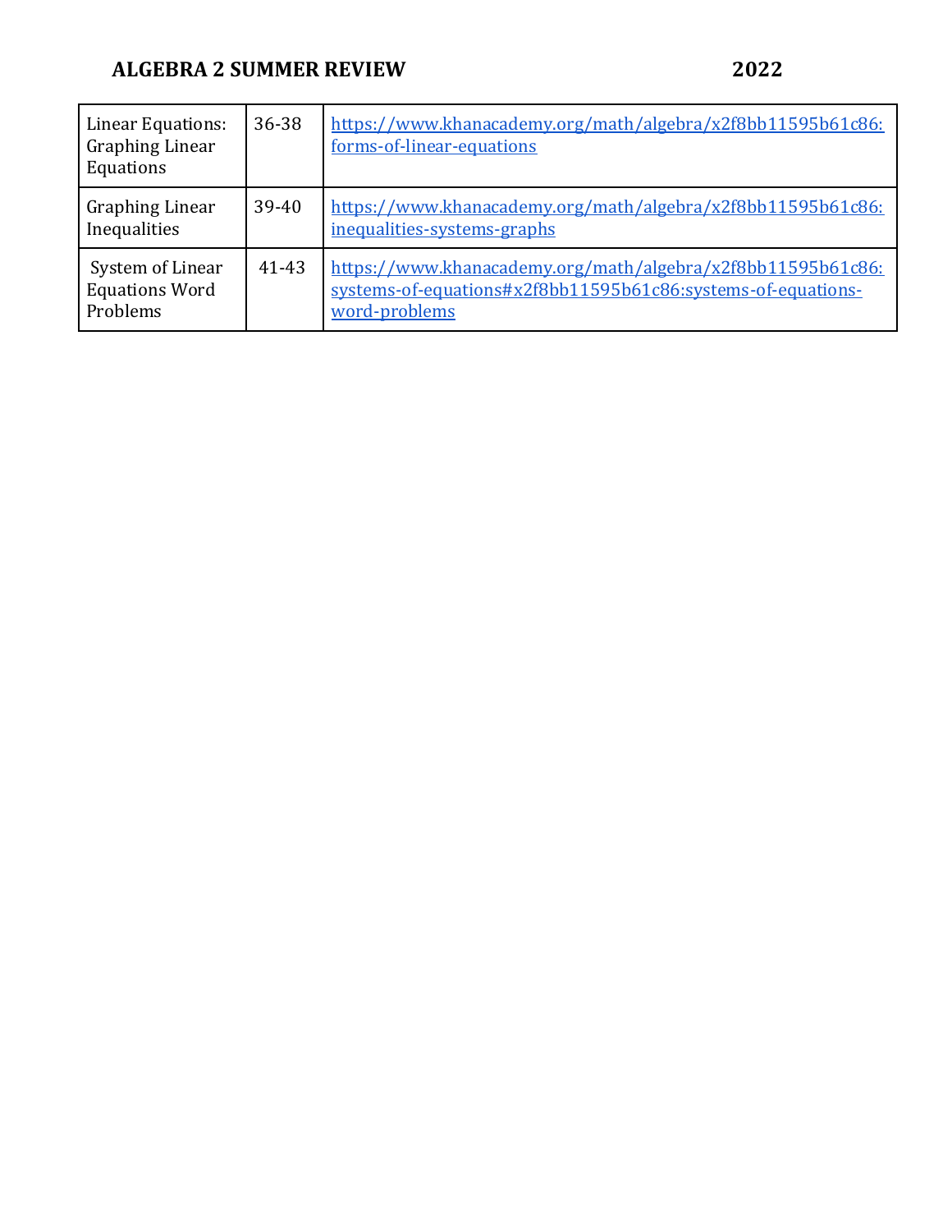| Linear Equations: Graphing Linear Equations | 36-38 | https://www.khanacademy.org/math/algebra/x2f8bb11595b61c86:forms-of-linear-equations |
| --- | --- | --- |
| Graphing Linear Inequalities | 39-40 | https://www.khanacademy.org/math/algebra/x2f8bb11595b61c86:inequalities-systems-graphs |
| System of Linear Equations Word Problems | 41-43 | https://www.khanacademy.org/math/algebra/x2f8bb11595b61c86:systems-of-equations#x2f8bb11595b61c86:systems-of-equations-word-problems |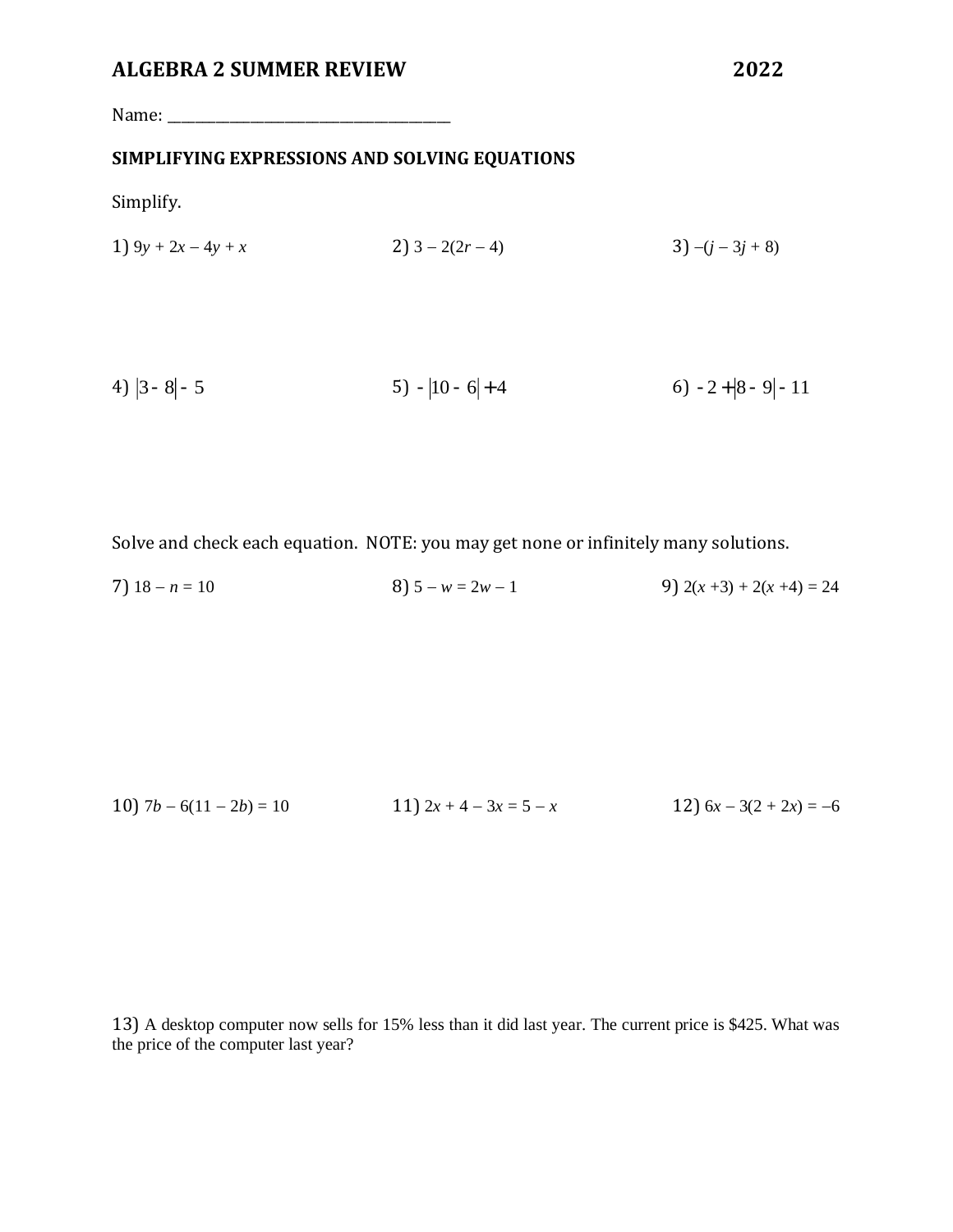# ALGEBRA 2 SUMMER REVIEW 2022

Name: ______________________________________

## SIMPLIFYING EXPRESSIONS AND SOLVING EQUATIONS

Simplify.

1) $9y + 2x - 4y + x$

2) $3 - 2(2r - 4)$

3) $-(j - 3j + 8)$

4) $|3 - 8| - 5$

5) $-|10 - 6| + 4$

6) $-2 + |8 - 9| - 11$

Solve and check each equation. NOTE: you may get none or infinitely many solutions.

7) $18 - n = 10$

8) $5 - w = 2w - 1$

9) $2(x + 3) + 2(x + 4) = 24$

10) $7b - 6(11 - 2b) = 10$

11) $2x + 4 - 3x = 5 - x$

12) $6x - 3(2 + 2x) = -6$

13) A desktop computer now sells for 15% less than it did last year. The current price is $425. What was the price of the computer last year?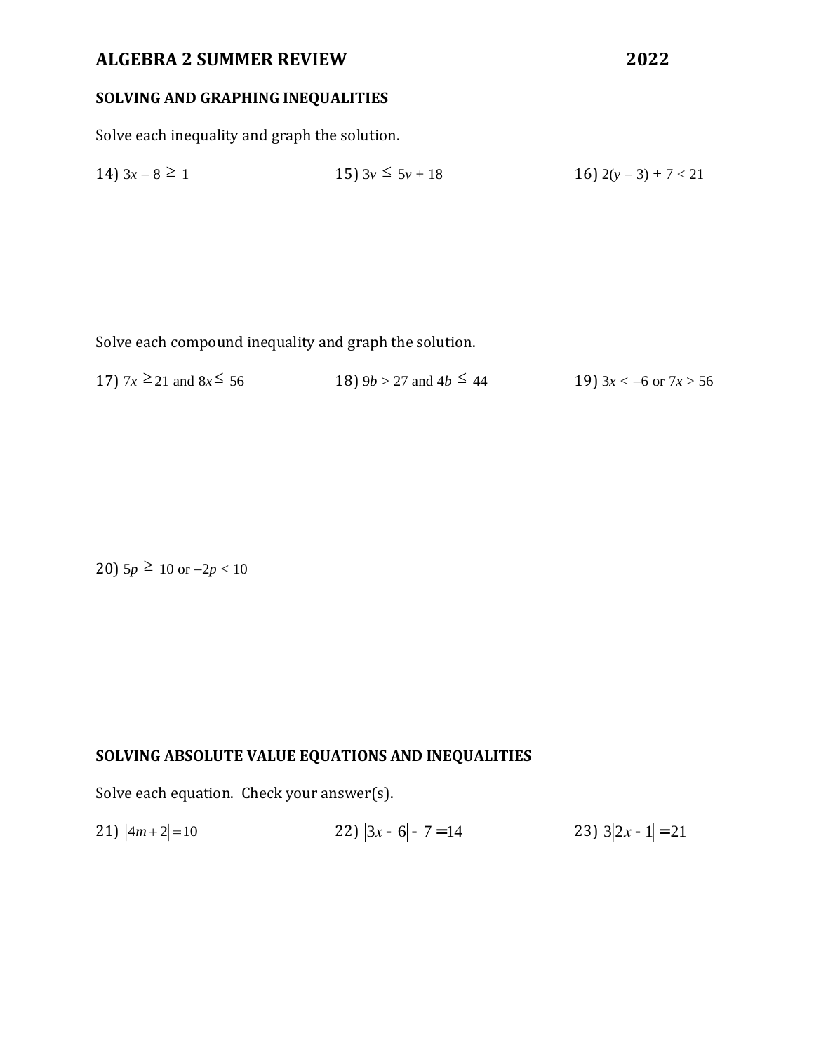# ALGEBRA 2 SUMMER REVIEW 2022

## SOLVING AND GRAPHING INEQUALITIES

Solve each inequality and graph the solution.

14) $3x - 8 \geq 1$

15) $3v \leq 5v + 18$

16) $2(y - 3) + 7 < 21$

Solve each compound inequality and graph the solution.

17) $7x \geq 21$ and $8x \leq 56$

18) $9b > 27$ and $4b \leq 44$

19) $3x < -6$ or $7x > 56$

20) $5p \geq 10$ or $-2p < 10$

## SOLVING ABSOLUTE VALUE EQUATIONS AND INEQUALITIES

Solve each equation. Check your answer(s).

21) $|4m + 2| = 10$

22) $|3x - 6| - 7 = 14$

23) $3|2x - 1| = 21$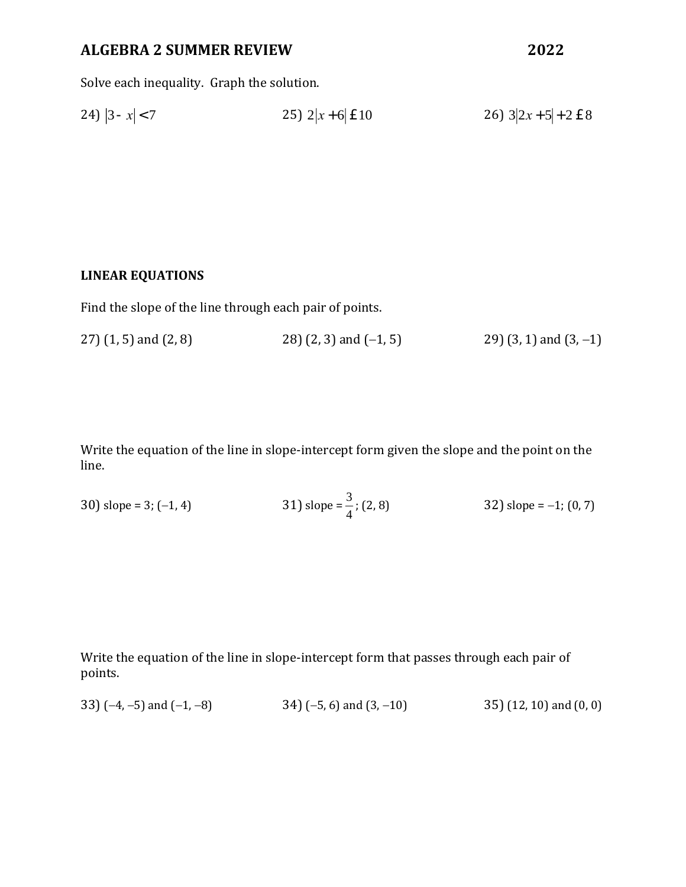Solve each inequality. Graph the solution.

24) $|3 - x| < 7$

25) $2|x + 6| \le 10$

26) $3|2x + 5| + 2 \le 8$

**LINEAR EQUATIONS**

Find the slope of the line through each pair of points.

27) (1, 5) and (2, 8)

28) (2, 3) and (–1, 5)

29) (3, 1) and (3, –1)

Write the equation of the line in slope-intercept form given the slope and the point on the line.

30) slope = 3; (–1, 4)

31) slope = $\frac{3}{4}$; (2, 8)

32) slope = –1; (0, 7)

Write the equation of the line in slope-intercept form that passes through each pair of points.

33) (–4, –5) and (–1, –8)

34) (–5, 6) and (3, –10)

35) (12, 10) and (0, 0)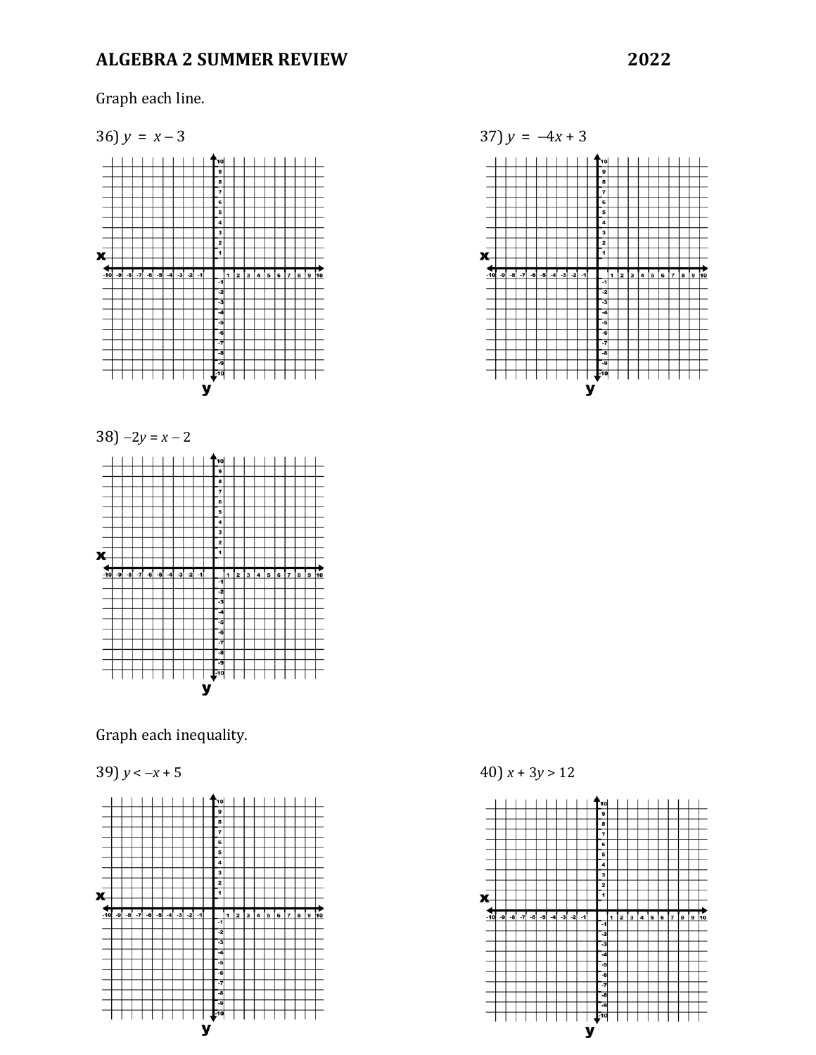**ALGEBRA 2 SUMMER REVIEW** **2022**

Graph each line.

36) $y = x - 3$

37) $y = -4x + 3$

38) $-2y = x - 2$

Graph each inequality.

39) $y < -x + 5$

40) $x + 3y > 12$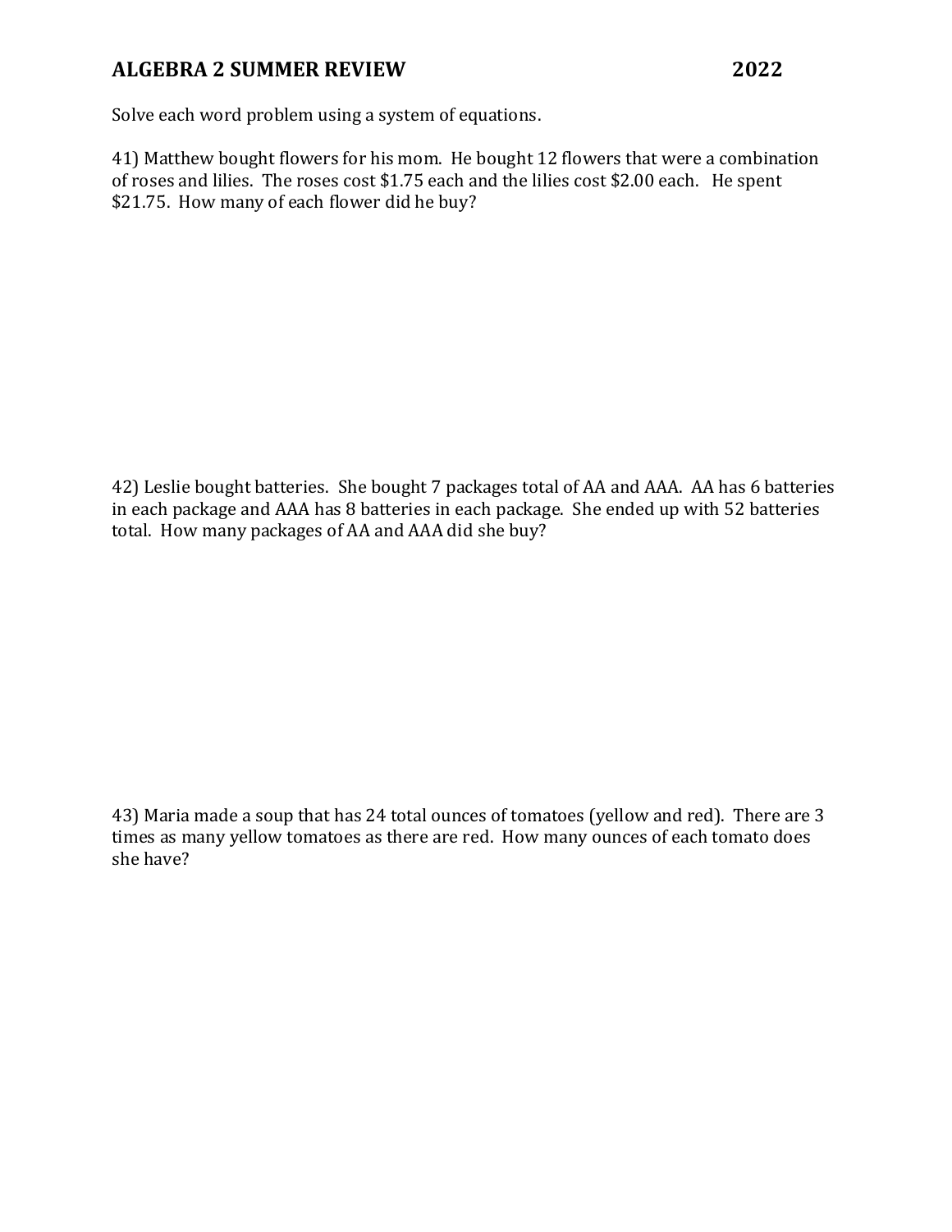## ALGEBRA 2 SUMMER REVIEW 2022

Solve each word problem using a system of equations.

41) Matthew bought flowers for his mom. He bought 12 flowers that were a combination of roses and lilies. The roses cost $1.75 each and the lilies cost $2.00 each. He spent $21.75. How many of each flower did he buy?

42) Leslie bought batteries. She bought 7 packages total of AA and AAA. AA has 6 batteries in each package and AAA has 8 batteries in each package. She ended up with 52 batteries total. How many packages of AA and AAA did she buy?

43) Maria made a soup that has 24 total ounces of tomatoes (yellow and red). There are 3 times as many yellow tomatoes as there are red. How many ounces of each tomato does she have?